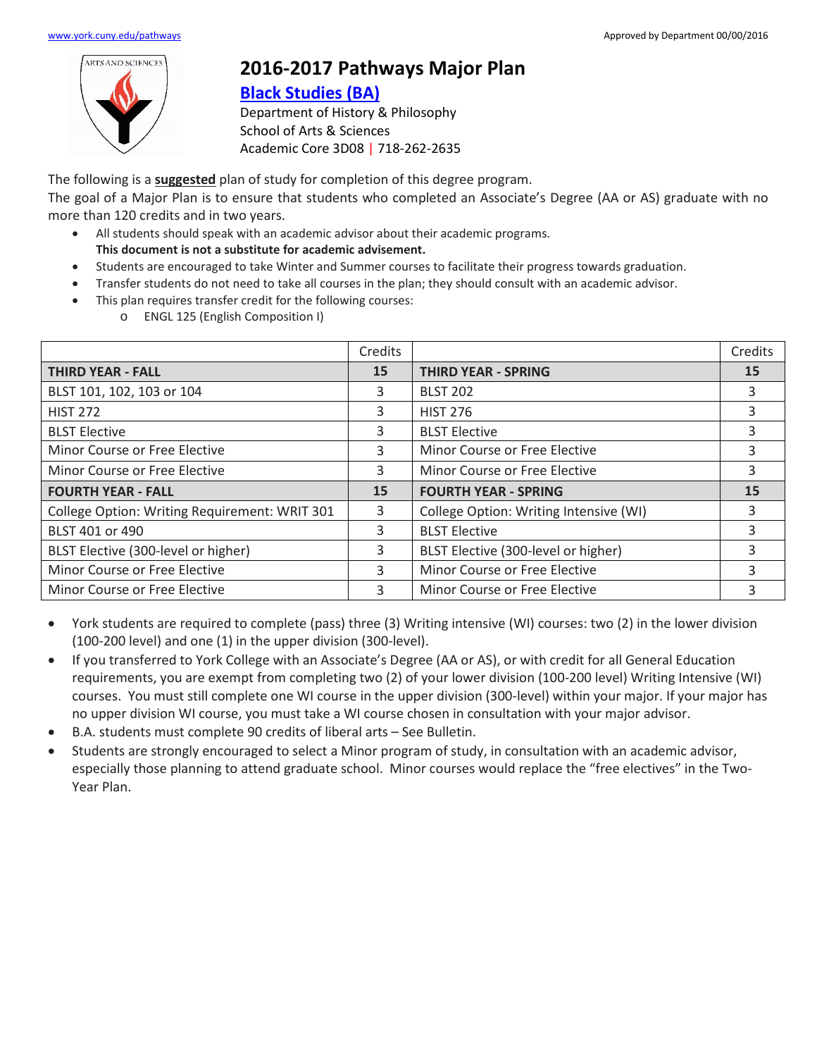www.york.cuny.edu/pathways

Approved by Department 00/00/2016

# 2016-2017 Pathways Major Plan

## Black Studies (BA)

Department of History & Philosophy
School of Arts & Sciences
Academic Core 3D08 | 718-262-2635

The following is a **suggested** plan of study for completion of this degree program.

The goal of a Major Plan is to ensure that students who completed an Associate's Degree (AA or AS) graduate with no more than 120 credits and in two years.

- All students should speak with an academic advisor about their academic programs. **This document is not a substitute for academic advisement.**
- Students are encouraged to take Winter and Summer courses to facilitate their progress towards graduation.
- Transfer students do not need to take all courses in the plan; they should consult with an academic advisor.
- This plan requires transfer credit for the following courses:
  - ENGL 125 (English Composition I)

| | Credits | | Credits |
|---|---|---|---|
| **THIRD YEAR - FALL** | **15** | **THIRD YEAR - SPRING** | **15** |
| BLST 101, 102, 103 or 104 | 3 | BLST 202 | 3 |
| HIST 272 | 3 | HIST 276 | 3 |
| BLST Elective | 3 | BLST Elective | 3 |
| Minor Course or Free Elective | 3 | Minor Course or Free Elective | 3 |
| Minor Course or Free Elective | 3 | Minor Course or Free Elective | 3 |
| **FOURTH YEAR - FALL** | **15** | **FOURTH YEAR - SPRING** | **15** |
| College Option: Writing Requirement: WRIT 301 | 3 | College Option: Writing Intensive (WI) | 3 |
| BLST 401 or 490 | 3 | BLST Elective | 3 |
| BLST Elective (300-level or higher) | 3 | BLST Elective (300-level or higher) | 3 |
| Minor Course or Free Elective | 3 | Minor Course or Free Elective | 3 |
| Minor Course or Free Elective | 3 | Minor Course or Free Elective | 3 |

- York students are required to complete (pass) three (3) Writing intensive (WI) courses: two (2) in the lower division (100-200 level) and one (1) in the upper division (300-level).
- If you transferred to York College with an Associate's Degree (AA or AS), or with credit for all General Education requirements, you are exempt from completing two (2) of your lower division (100-200 level) Writing Intensive (WI) courses. You must still complete one WI course in the upper division (300-level) within your major. If your major has no upper division WI course, you must take a WI course chosen in consultation with your major advisor.
- B.A. students must complete 90 credits of liberal arts – See Bulletin.
- Students are strongly encouraged to select a Minor program of study, in consultation with an academic advisor, especially those planning to attend graduate school. Minor courses would replace the "free electives" in the Two-Year Plan.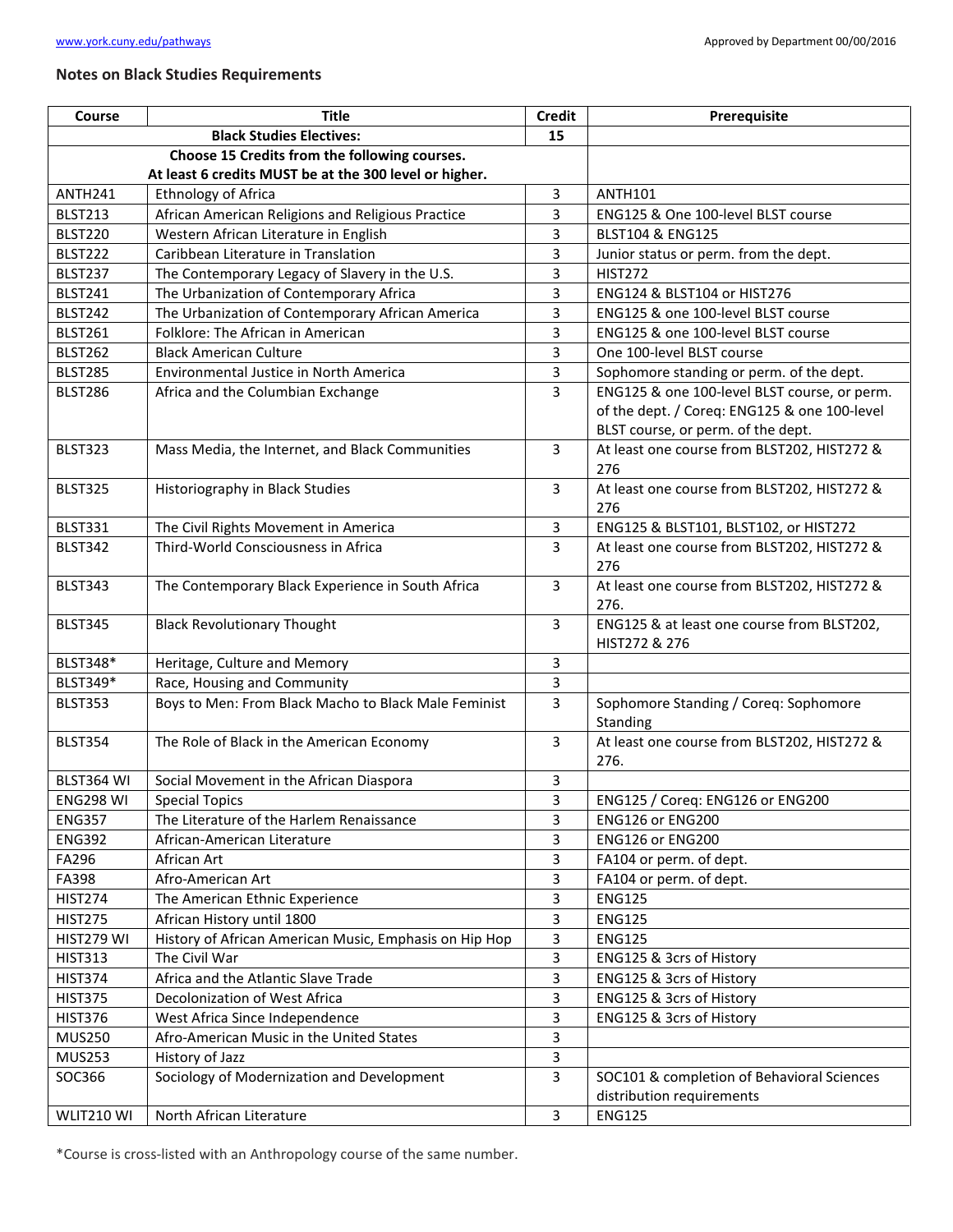## Notes on Black Studies Requirements

| Course | Title | Credit | Prerequisite |
|---|---|---|---|
| **Black Studies Electives:** | | **15** | |
| **Choose 15 Credits from the following courses. At least 6 credits MUST be at the 300 level or higher.** | | | |
| ANTH241 | Ethnology of Africa | 3 | ANTH101 |
| BLST213 | African American Religions and Religious Practice | 3 | ENG125 & One 100-level BLST course |
| BLST220 | Western African Literature in English | 3 | BLST104 & ENG125 |
| BLST222 | Caribbean Literature in Translation | 3 | Junior status or perm. from the dept. |
| BLST237 | The Contemporary Legacy of Slavery in the U.S. | 3 | HIST272 |
| BLST241 | The Urbanization of Contemporary Africa | 3 | ENG124 & BLST104 or HIST276 |
| BLST242 | The Urbanization of Contemporary African America | 3 | ENG125 & one 100-level BLST course |
| BLST261 | Folklore: The African in American | 3 | ENG125 & one 100-level BLST course |
| BLST262 | Black American Culture | 3 | One 100-level BLST course |
| BLST285 | Environmental Justice in North America | 3 | Sophomore standing or perm. of the dept. |
| BLST286 | Africa and the Columbian Exchange | 3 | ENG125 & one 100-level BLST course, or perm. of the dept. / Coreq: ENG125 & one 100-level BLST course, or perm. of the dept. |
| BLST323 | Mass Media, the Internet, and Black Communities | 3 | At least one course from BLST202, HIST272 & 276 |
| BLST325 | Historiography in Black Studies | 3 | At least one course from BLST202, HIST272 & 276 |
| BLST331 | The Civil Rights Movement in America | 3 | ENG125 & BLST101, BLST102, or HIST272 |
| BLST342 | Third-World Consciousness in Africa | 3 | At least one course from BLST202, HIST272 & 276 |
| BLST343 | The Contemporary Black Experience in South Africa | 3 | At least one course from BLST202, HIST272 & 276. |
| BLST345 | Black Revolutionary Thought | 3 | ENG125 & at least one course from BLST202, HIST272 & 276 |
| BLST348* | Heritage, Culture and Memory | 3 | |
| BLST349* | Race, Housing and Community | 3 | |
| BLST353 | Boys to Men: From Black Macho to Black Male Feminist | 3 | Sophomore Standing / Coreq: Sophomore Standing |
| BLST354 | The Role of Black in the American Economy | 3 | At least one course from BLST202, HIST272 & 276. |
| BLST364 WI | Social Movement in the African Diaspora | 3 | |
| ENG298 WI | Special Topics | 3 | ENG125 / Coreq: ENG126 or ENG200 |
| ENG357 | The Literature of the Harlem Renaissance | 3 | ENG126 or ENG200 |
| ENG392 | African-American Literature | 3 | ENG126 or ENG200 |
| FA296 | African Art | 3 | FA104 or perm. of dept. |
| FA398 | Afro-American Art | 3 | FA104 or perm. of dept. |
| HIST274 | The American Ethnic Experience | 3 | ENG125 |
| HIST275 | African History until 1800 | 3 | ENG125 |
| HIST279 WI | History of African American Music, Emphasis on Hip Hop | 3 | ENG125 |
| HIST313 | The Civil War | 3 | ENG125 & 3crs of History |
| HIST374 | Africa and the Atlantic Slave Trade | 3 | ENG125 & 3crs of History |
| HIST375 | Decolonization of West Africa | 3 | ENG125 & 3crs of History |
| HIST376 | West Africa Since Independence | 3 | ENG125 & 3crs of History |
| MUS250 | Afro-American Music in the United States | 3 | |
| MUS253 | History of Jazz | 3 | |
| SOC366 | Sociology of Modernization and Development | 3 | SOC101 & completion of Behavioral Sciences distribution requirements |
| WLIT210 WI | North African Literature | 3 | ENG125 |

*Course is cross-listed with an Anthropology course of the same number.